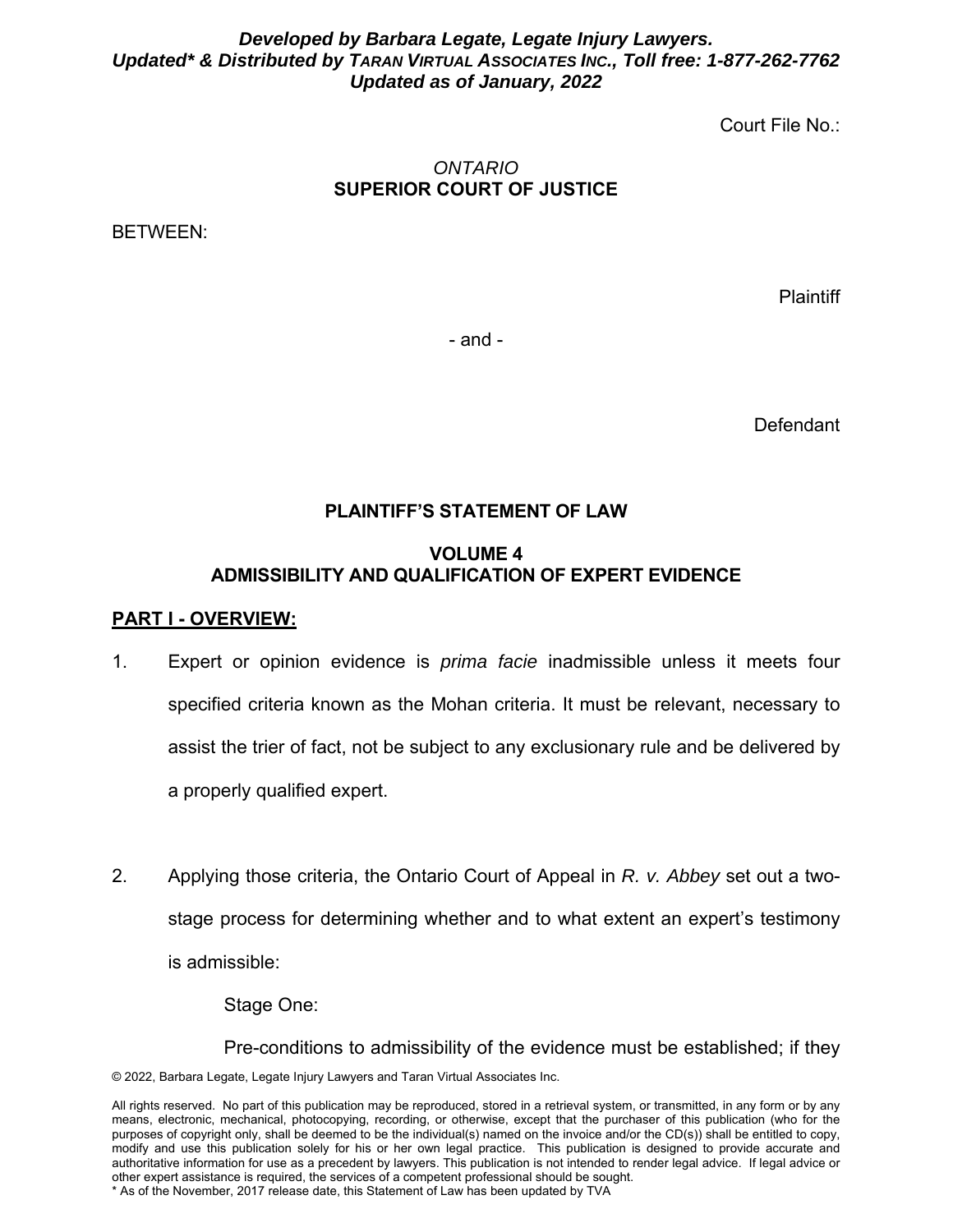***Developed by Barbara Legate, Legate Injury Lawyers.***
***Updated\* & Distributed by TARAN VIRTUAL ASSOCIATES INC., Toll free: 1-877-262-7762***
***Updated as of January, 2022***

Court File No.:

*ONTARIO*
**SUPERIOR COURT OF JUSTICE**

BETWEEN:

Plaintiff

- and -

Defendant

**PLAINTIFF'S STATEMENT OF LAW**

**VOLUME 4**
**ADMISSIBILITY AND QUALIFICATION OF EXPERT EVIDENCE**

## PART I - OVERVIEW:

1. Expert or opinion evidence is *prima facie* inadmissible unless it meets four specified criteria known as the Mohan criteria. It must be relevant, necessary to assist the trier of fact, not be subject to any exclusionary rule and be delivered by a properly qualified expert.

2. Applying those criteria, the Ontario Court of Appeal in *R. v. Abbey* set out a two-stage process for determining whether and to what extent an expert's testimony is admissible:

   Stage One:

   Pre-conditions to admissibility of the evidence must be established; if they

© 2022, Barbara Legate, Legate Injury Lawyers and Taran Virtual Associates Inc.

All rights reserved. No part of this publication may be reproduced, stored in a retrieval system, or transmitted, in any form or by any means, electronic, mechanical, photocopying, recording, or otherwise, except that the purchaser of this publication (who for the purposes of copyright only, shall be deemed to be the individual(s) named on the invoice and/or the CD(s)) shall be entitled to copy, modify and use this publication solely for his or her own legal practice. This publication is designed to provide accurate and authoritative information for use as a precedent by lawyers. This publication is not intended to render legal advice. If legal advice or other expert assistance is required, the services of a competent professional should be sought.
\* As of the November, 2017 release date, this Statement of Law has been updated by TVA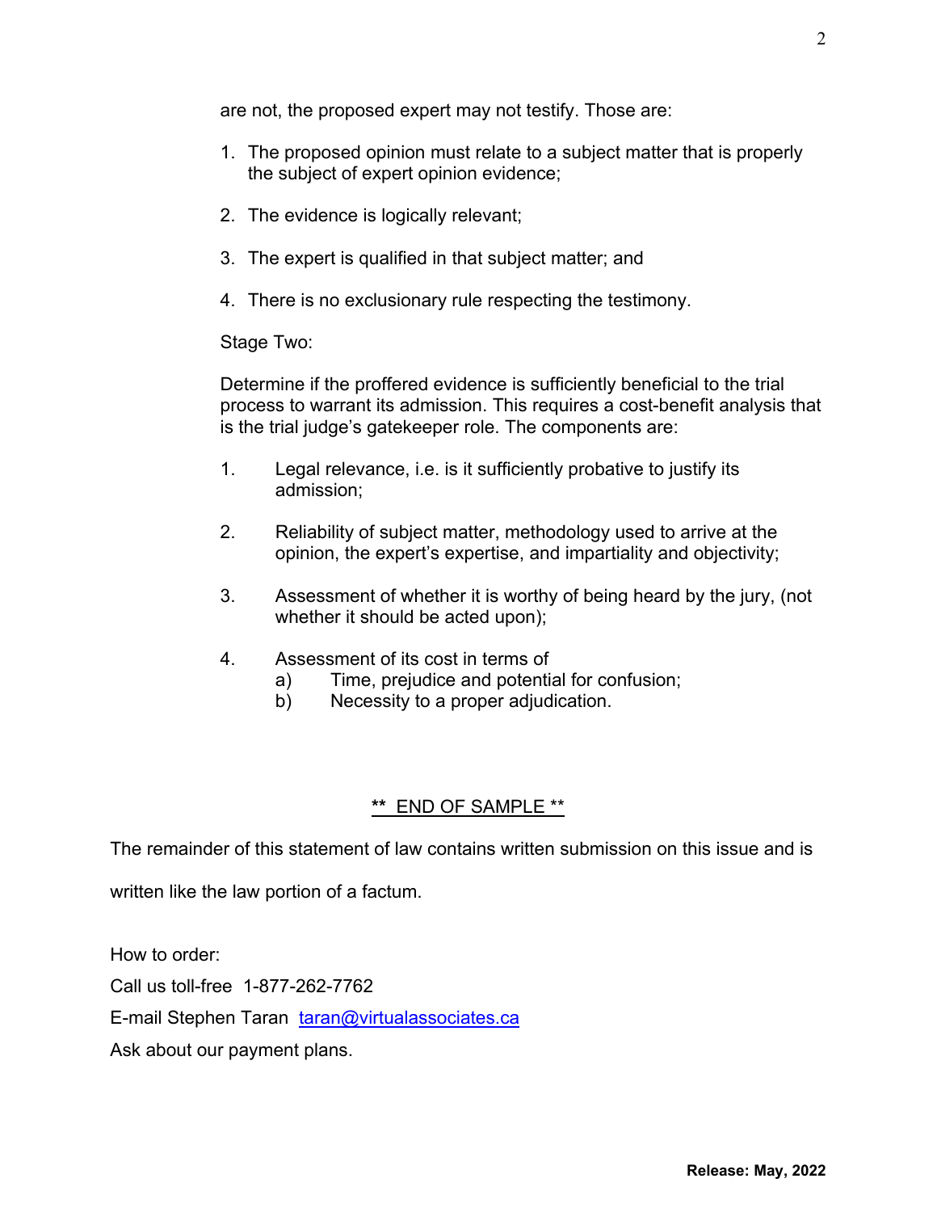are not, the proposed expert may not testify. Those are:

1. The proposed opinion must relate to a subject matter that is properly the subject of expert opinion evidence;

2. The evidence is logically relevant;

3. The expert is qualified in that subject matter; and

4. There is no exclusionary rule respecting the testimony.

Stage Two:

Determine if the proffered evidence is sufficiently beneficial to the trial process to warrant its admission. This requires a cost-benefit analysis that is the trial judge's gatekeeper role. The components are:

1. Legal relevance, i.e. is it sufficiently probative to justify its admission;

2. Reliability of subject matter, methodology used to arrive at the opinion, the expert's expertise, and impartiality and objectivity;

3. Assessment of whether it is worthy of being heard by the jury, (not whether it should be acted upon);

4. Assessment of its cost in terms of
   a) Time, prejudice and potential for confusion;
   b) Necessity to a proper adjudication.

**\*\* END OF SAMPLE \*\***

The remainder of this statement of law contains written submission on this issue and is written like the law portion of a factum.

How to order:

Call us toll-free 1-877-262-7762

E-mail Stephen Taran taran@virtualassociates.ca

Ask about our payment plans.

**Release: May, 2022**